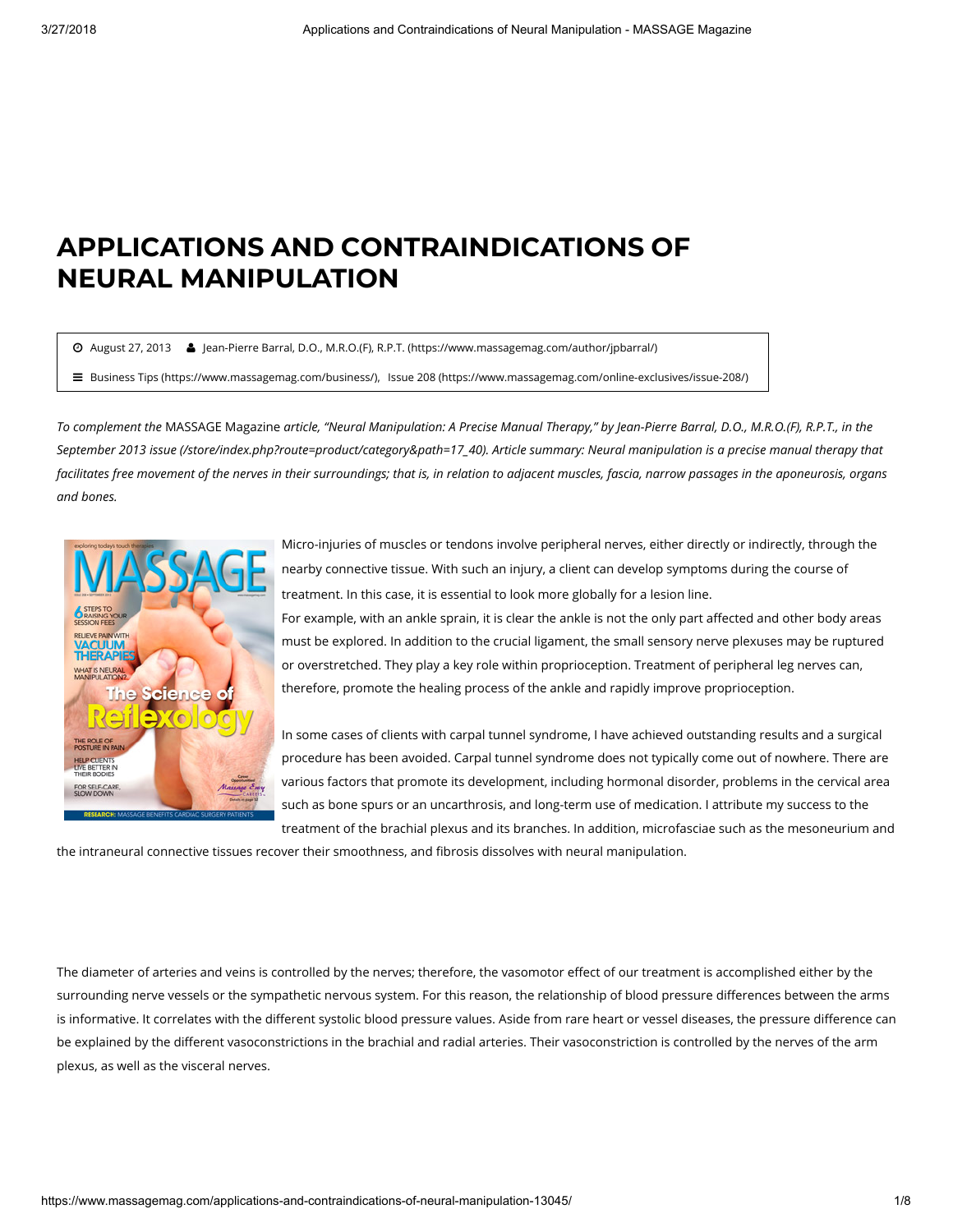# APPLICATIONS AND CONTRAINDICATIONS OF NEURAL MANIPULATION

August 27, 2013 Jean-Pierre Barral, D.O., M.R.O.(F), R.P.T. (https://www.massagemag.com/author/jpbarral/)

Business Tips (https://www.massagemag.com/business/), Issue 208 (https://www.massagemag.com/online-exclusives/issue-208/)

*To complement the* MASSAGE Magazine *article, "Neural Manipulation: A Precise Manual Therapy," by Jean-Pierre Barral, D.O., M.R.O.(F), R.P.T., in the September 2013 issue (/store/index.php?route=product/category&path=17_40). Article summary: Neural manipulation is a precise manual therapy that facilitates free movement of the nerves in their surroundings; that is, in relation to adjacent muscles, fascia, narrow passages in the aponeurosis, organs and bones.*

Micro-injuries of muscles or tendons involve peripheral nerves, either directly or indirectly, through the nearby connective tissue. With such an injury, a client can develop symptoms during the course of treatment. In this case, it is essential to look more globally for a lesion line.

For example, with an ankle sprain, it is clear the ankle is not the only part affected and other body areas must be explored. In addition to the crucial ligament, the small sensory nerve plexuses may be ruptured or overstretched. They play a key role within proprioception. Treatment of peripheral leg nerves can, therefore, promote the healing process of the ankle and rapidly improve proprioception.

In some cases of clients with carpal tunnel syndrome, I have achieved outstanding results and a surgical procedure has been avoided. Carpal tunnel syndrome does not typically come out of nowhere. There are various factors that promote its development, including hormonal disorder, problems in the cervical area such as bone spurs or an uncarthrosis, and long-term use of medication. I attribute my success to the treatment of the brachial plexus and its branches. In addition, microfasciae such as the mesoneurium and the intraneural connective tissues recover their smoothness, and fibrosis dissolves with neural manipulation.

The diameter of arteries and veins is controlled by the nerves; therefore, the vasomotor effect of our treatment is accomplished either by the surrounding nerve vessels or the sympathetic nervous system. For this reason, the relationship of blood pressure differences between the arms is informative. It correlates with the different systolic blood pressure values. Aside from rare heart or vessel diseases, the pressure difference can be explained by the different vasoconstrictions in the brachial and radial arteries. Their vasoconstriction is controlled by the nerves of the arm plexus, as well as the visceral nerves.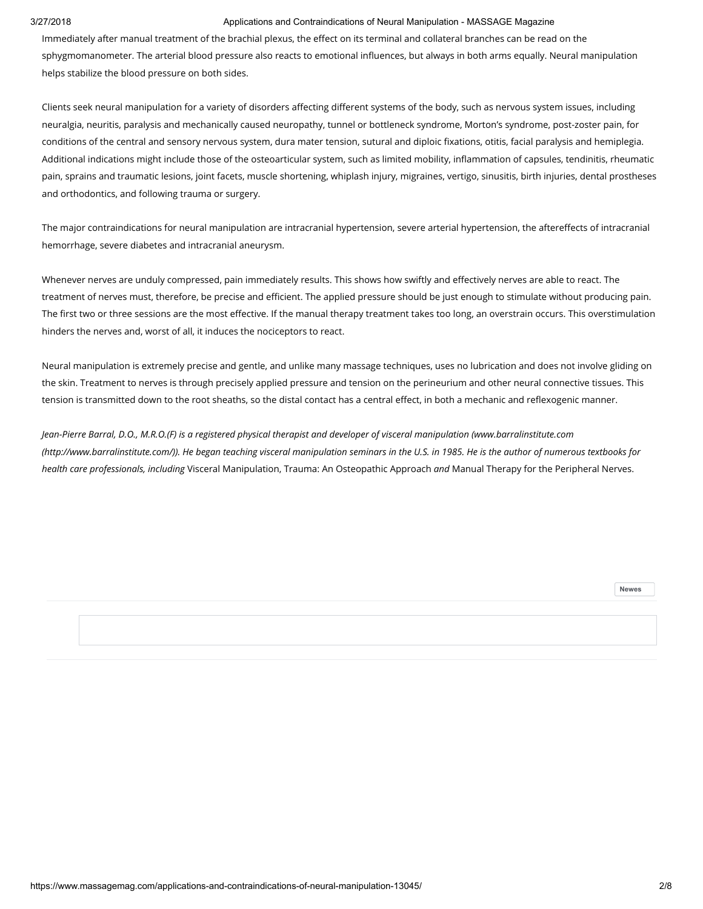Immediately after manual treatment of the brachial plexus, the effect on its terminal and collateral branches can be read on the sphygmomanometer. The arterial blood pressure also reacts to emotional influences, but always in both arms equally. Neural manipulation helps stabilize the blood pressure on both sides.

Clients seek neural manipulation for a variety of disorders affecting different systems of the body, such as nervous system issues, including neuralgia, neuritis, paralysis and mechanically caused neuropathy, tunnel or bottleneck syndrome, Morton's syndrome, post-zoster pain, for conditions of the central and sensory nervous system, dura mater tension, sutural and diploic fixations, otitis, facial paralysis and hemiplegia. Additional indications might include those of the osteoarticular system, such as limited mobility, inflammation of capsules, tendinitis, rheumatic pain, sprains and traumatic lesions, joint facets, muscle shortening, whiplash injury, migraines, vertigo, sinusitis, birth injuries, dental prostheses and orthodontics, and following trauma or surgery.

The major contraindications for neural manipulation are intracranial hypertension, severe arterial hypertension, the aftereffects of intracranial hemorrhage, severe diabetes and intracranial aneurysm.

Whenever nerves are unduly compressed, pain immediately results. This shows how swiftly and effectively nerves are able to react. The treatment of nerves must, therefore, be precise and efficient. The applied pressure should be just enough to stimulate without producing pain. The first two or three sessions are the most effective. If the manual therapy treatment takes too long, an overstrain occurs. This overstimulation hinders the nerves and, worst of all, it induces the nociceptors to react.

Neural manipulation is extremely precise and gentle, and unlike many massage techniques, uses no lubrication and does not involve gliding on the skin. Treatment to nerves is through precisely applied pressure and tension on the perineurium and other neural connective tissues. This tension is transmitted down to the root sheaths, so the distal contact has a central effect, in both a mechanic and reflexogenic manner.

*Jean-Pierre Barral, D.O., M.R.O.(F) is a registered physical therapist and developer of visceral manipulation (www.barralinstitute.com (http://www.barralinstitute.com/)). He began teaching visceral manipulation seminars in the U.S. in 1985. He is the author of numerous textbooks for health care professionals, including* Visceral Manipulation, Trauma: An Osteopathic Approach *and* Manual Therapy for the Peripheral Nerves.

Newes